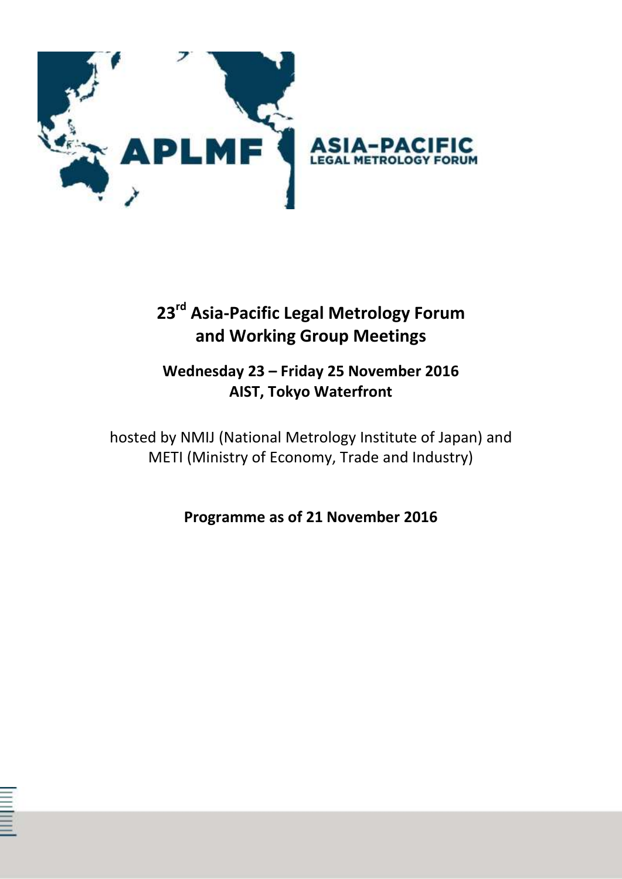APLMF ASIA-PACIFIC LEGAL METROLOGY FORUM

# 23rd Asia-Pacific Legal Metrology Forum and Working Group Meetings

## Wednesday 23 – Friday 25 November 2016
## AIST, Tokyo Waterfront

hosted by NMIJ (National Metrology Institute of Japan) and METI (Ministry of Economy, Trade and Industry)

**Programme as of 21 November 2016**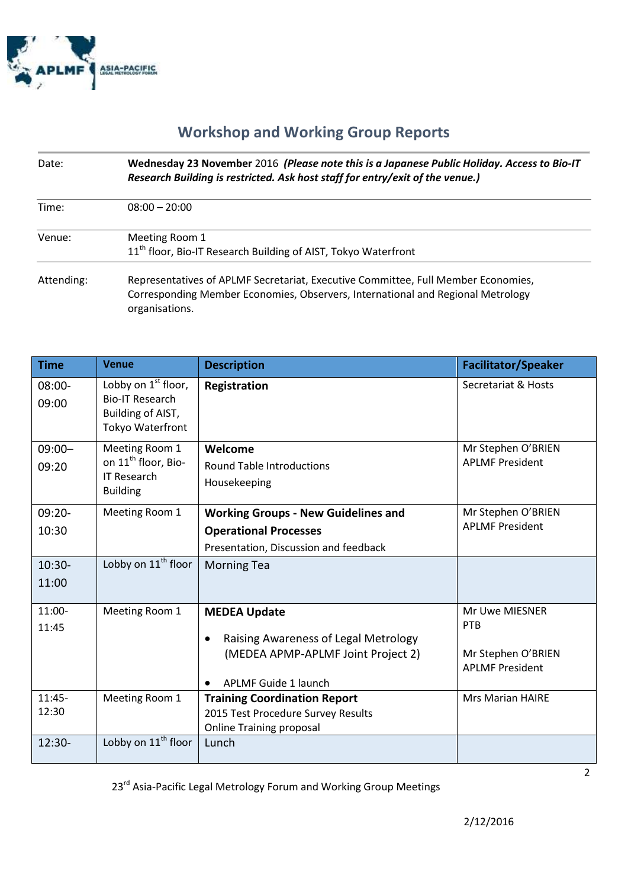## Workshop and Working Group Reports

| | |
|---|---|
| Date: | **Wednesday 23 November** 2016 ***(Please note this is a Japanese Public Holiday. Access to Bio-IT Research Building is restricted. Ask host staff for entry/exit of the venue.)*** |
| Time: | 08:00 – 20:00 |
| Venue: | Meeting Room 1<br>11th floor, Bio-IT Research Building of AIST, Tokyo Waterfront |
| Attending: | Representatives of APLMF Secretariat, Executive Committee, Full Member Economies, Corresponding Member Economies, Observers, International and Regional Metrology organisations. |

| Time | Venue | Description | Facilitator/Speaker |
|---|---|---|---|
| 08:00-09:00 | Lobby on 1st floor, Bio-IT Research Building of AIST, Tokyo Waterfront | **Registration** | Secretariat & Hosts |
| 09:00–09:20 | Meeting Room 1 on 11th floor, Bio-IT Research Building | **Welcome**<br>Round Table Introductions<br>Housekeeping | Mr Stephen O'BRIEN<br>APLMF President |
| 09:20-10:30 | Meeting Room 1 | **Working Groups - New Guidelines and Operational Processes**<br>Presentation, Discussion and feedback | Mr Stephen O'BRIEN<br>APLMF President |
| 10:30-11:00 | Lobby on 11th floor | Morning Tea | |
| 11:00-11:45 | Meeting Room 1 | **MEDEA Update**<br>• Raising Awareness of Legal Metrology (MEDEA APMP-APLMF Joint Project 2)<br>• APLMF Guide 1 launch | Mr Uwe MIESNER<br>PTB<br><br>Mr Stephen O'BRIEN<br>APLMF President |
| 11:45-12:30 | Meeting Room 1 | **Training Coordination Report**<br>2015 Test Procedure Survey Results<br>Online Training proposal | Mrs Marian HAIRE |
| 12:30- | Lobby on 11th floor | Lunch | |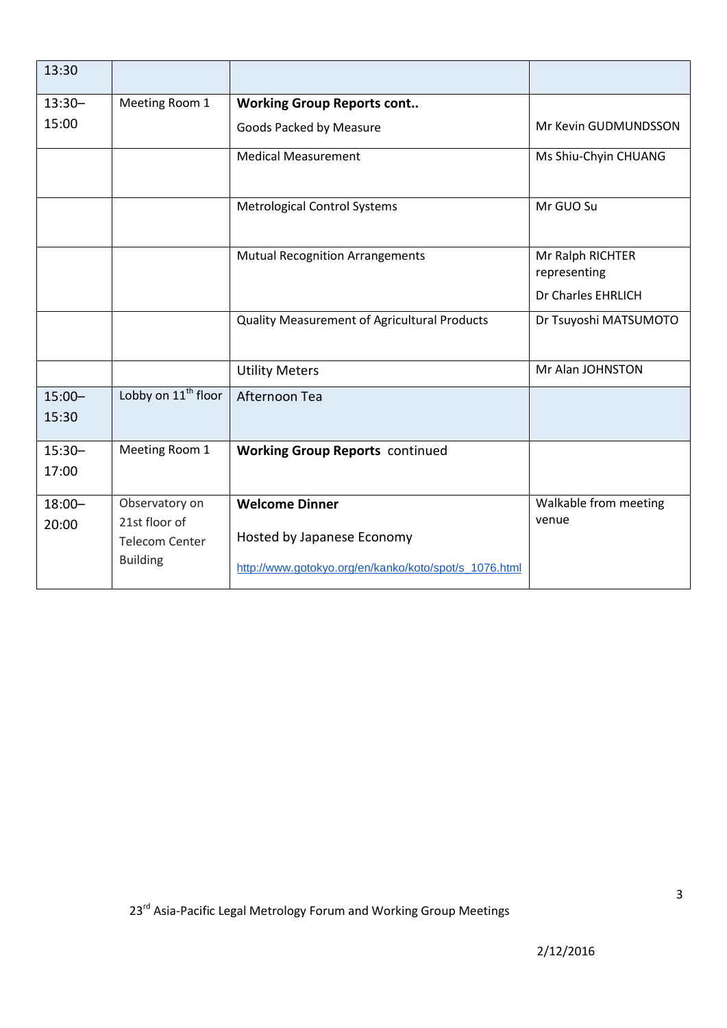| 13:30 | | | |
|---|---|---|---|
| 13:30–15:00 | Meeting Room 1 | **Working Group Reports cont..** Goods Packed by Measure | Mr Kevin GUDMUNDSSON |
| | | Medical Measurement | Ms Shiu-Chyin CHUANG |
| | | Metrological Control Systems | Mr GUO Su |
| | | Mutual Recognition Arrangements | Mr Ralph RICHTER representing Dr Charles EHRLICH |
| | | Quality Measurement of Agricultural Products | Dr Tsuyoshi MATSUMOTO |
| | | Utility Meters | Mr Alan JOHNSTON |
| 15:00–15:30 | Lobby on 11th floor | Afternoon Tea | |
| 15:30–17:00 | Meeting Room 1 | **Working Group Reports** continued | |
| 18:00–20:00 | Observatory on 21st floor of Telecom Center Building | **Welcome Dinner** Hosted by Japanese Economy http://www.gotokyo.org/en/kanko/koto/spot/s_1076.html | Walkable from meeting venue |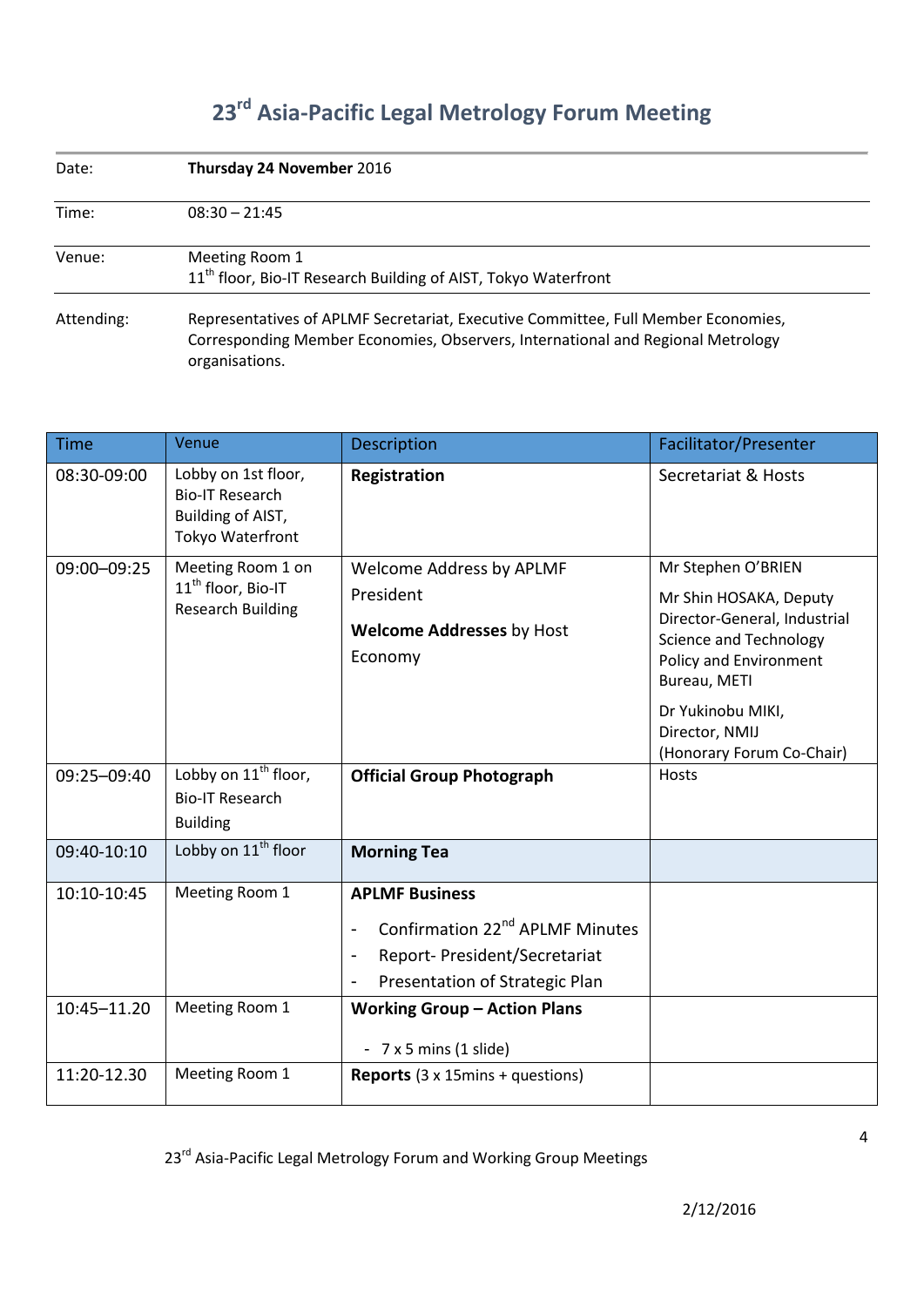# 23rd Asia-Pacific Legal Metrology Forum Meeting

| | |
|---|---|
| Date: | **Thursday 24 November** 2016 |
| Time: | 08:30 – 21:45 |
| Venue: | Meeting Room 1<br>11th floor, Bio-IT Research Building of AIST, Tokyo Waterfront |
| Attending: | Representatives of APLMF Secretariat, Executive Committee, Full Member Economies, Corresponding Member Economies, Observers, International and Regional Metrology organisations. |

| Time | Venue | Description | Facilitator/Presenter |
|---|---|---|---|
| 08:30-09:00 | Lobby on 1st floor, Bio-IT Research Building of AIST, Tokyo Waterfront | **Registration** | Secretariat & Hosts |
| 09:00–09:25 | Meeting Room 1 on 11th floor, Bio-IT Research Building | Welcome Address by APLMF President<br><br>**Welcome Addresses** by Host Economy | Mr Stephen O'BRIEN<br><br>Mr Shin HOSAKA, Deputy Director-General, Industrial Science and Technology Policy and Environment Bureau, METI<br><br>Dr Yukinobu MIKI, Director, NMIJ (Honorary Forum Co-Chair) |
| 09:25–09:40 | Lobby on 11th floor, Bio-IT Research Building | **Official Group Photograph** | Hosts |
| 09:40-10:10 | Lobby on 11th floor | **Morning Tea** | |
| 10:10-10:45 | Meeting Room 1 | **APLMF Business**<br>- Confirmation 22nd APLMF Minutes<br>- Report- President/Secretariat<br>- Presentation of Strategic Plan | |
| 10:45–11.20 | Meeting Room 1 | **Working Group – Action Plans**<br>- 7 x 5 mins (1 slide) | |
| 11:20-12.30 | Meeting Room 1 | **Reports** (3 x 15mins + questions) | |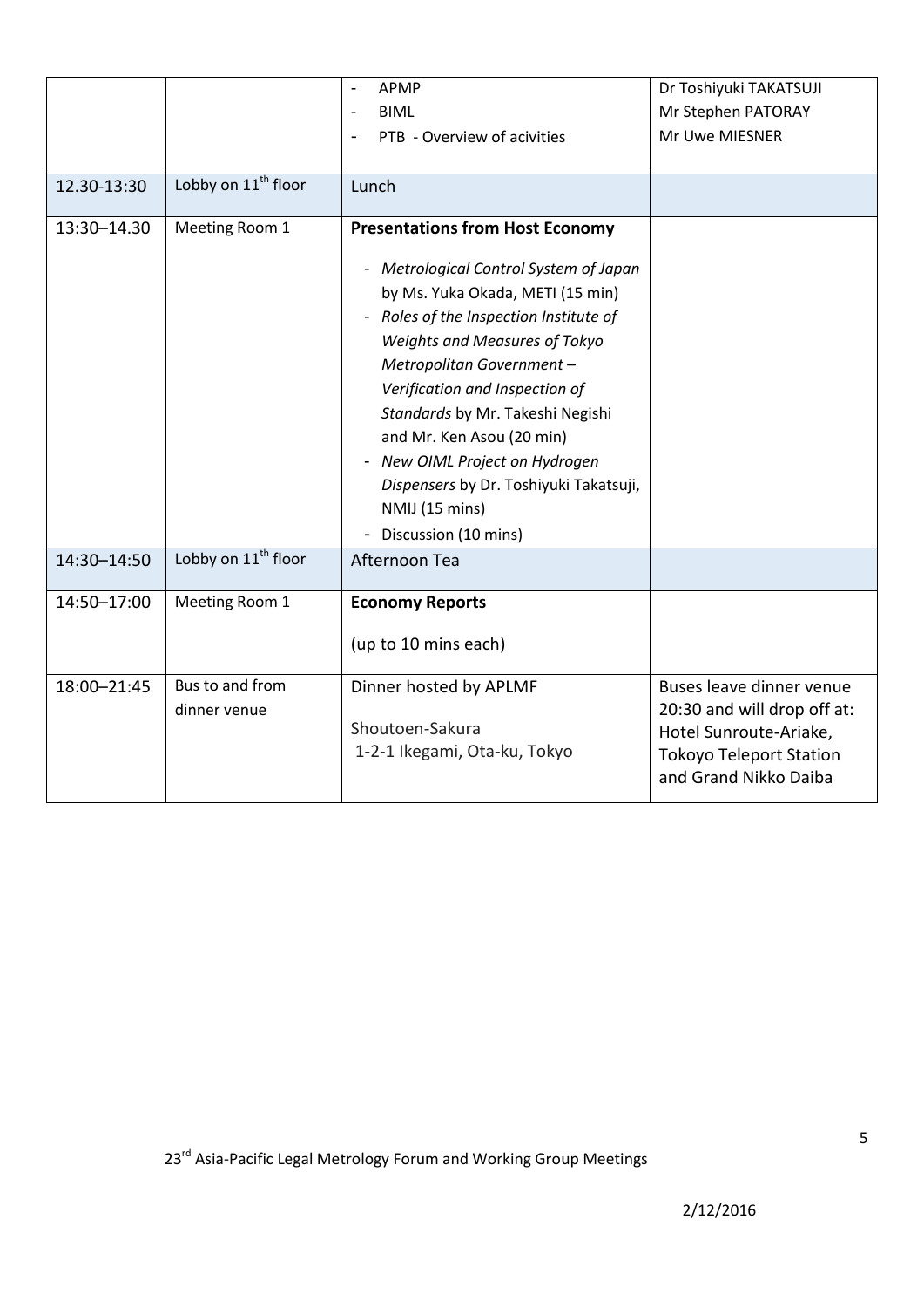| | | - APMP<br>- BIML<br>- PTB - Overview of acivities | Dr Toshiyuki TAKATSUJI<br>Mr Stephen PATORAY<br>Mr Uwe MIESNER |
|---|---|---|---|
| 12.30-13:30 | Lobby on 11th floor | Lunch | |
| 13:30–14.30 | Meeting Room 1 | **Presentations from Host Economy**<br><br>- *Metrological Control System of Japan* by Ms. Yuka Okada, METI (15 min)<br>- *Roles of the Inspection Institute of Weights and Measures of Tokyo Metropolitan Government – Verification and Inspection of Standards* by Mr. Takeshi Negishi and Mr. Ken Asou (20 min)<br>- *New OIML Project on Hydrogen Dispensers* by Dr. Toshiyuki Takatsuji, NMIJ (15 mins)<br>- Discussion (10 mins) | |
| 14:30–14:50 | Lobby on 11th floor | Afternoon Tea | |
| 14:50–17:00 | Meeting Room 1 | **Economy Reports**<br><br>(up to 10 mins each) | |
| 18:00–21:45 | Bus to and from dinner venue | Dinner hosted by APLMF<br><br>Shoutoen-Sakura<br>1-2-1 Ikegami, Ota-ku, Tokyo | Buses leave dinner venue 20:30 and will drop off at: Hotel Sunroute-Ariake, Tokoyo Teleport Station and Grand Nikko Daiba |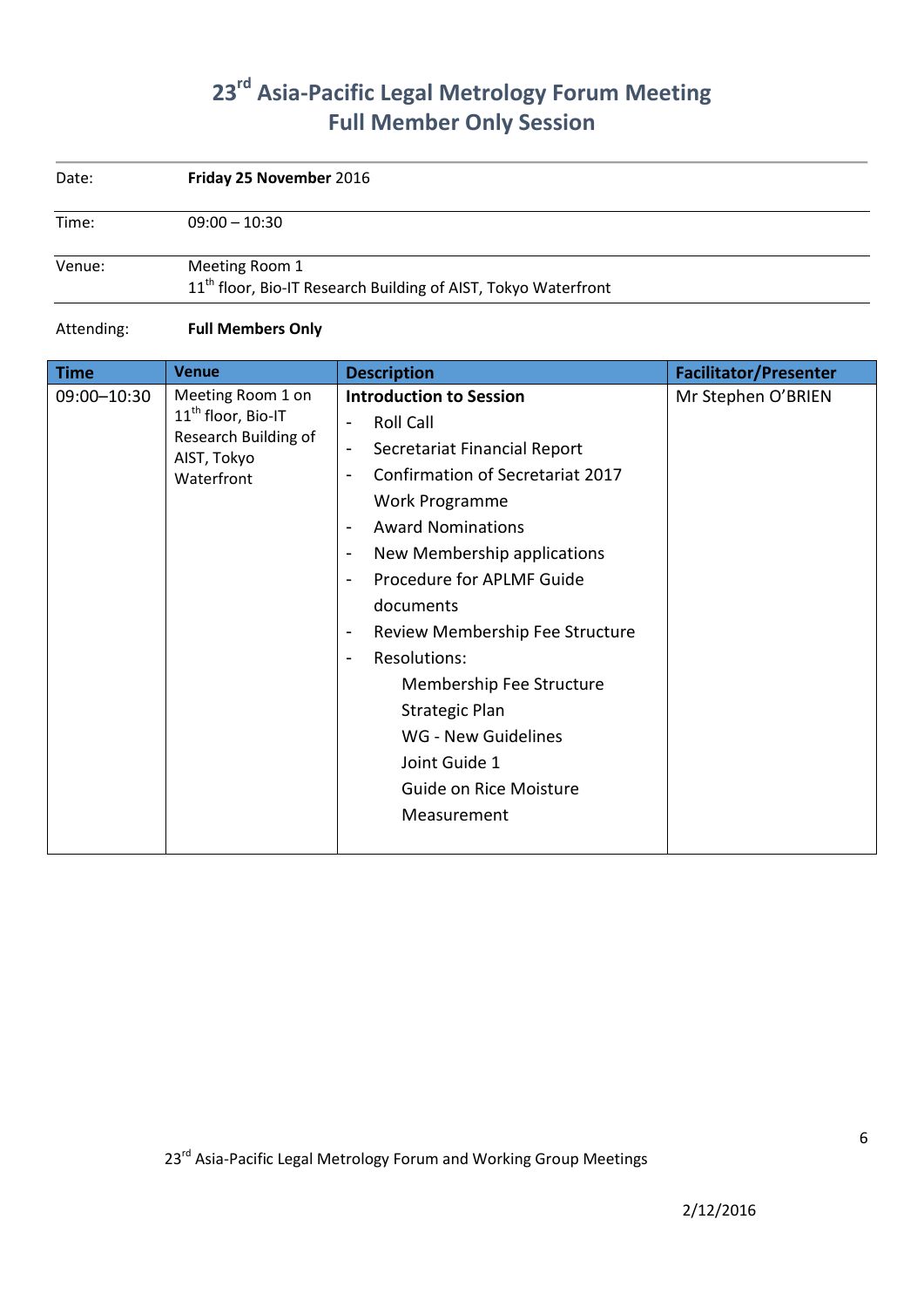# 23rd Asia-Pacific Legal Metrology Forum Meeting
# Full Member Only Session

| | |
|---|---|
| Date: | **Friday 25 November** 2016 |
| Time: | 09:00 – 10:30 |
| Venue: | Meeting Room 1<br>11th floor, Bio-IT Research Building of AIST, Tokyo Waterfront |
| Attending: | **Full Members Only** |

| Time | Venue | Description | Facilitator/Presenter |
|---|---|---|---|
| 09:00–10:30 | Meeting Room 1 on 11th floor, Bio-IT Research Building of AIST, Tokyo Waterfront | **Introduction to Session**<br>- Roll Call<br>- Secretariat Financial Report<br>- Confirmation of Secretariat 2017 Work Programme<br>- Award Nominations<br>- New Membership applications<br>- Procedure for APLMF Guide documents<br>- Review Membership Fee Structure<br>- Resolutions:<br>Membership Fee Structure<br>Strategic Plan<br>WG - New Guidelines<br>Joint Guide 1<br>Guide on Rice Moisture Measurement | Mr Stephen O'BRIEN |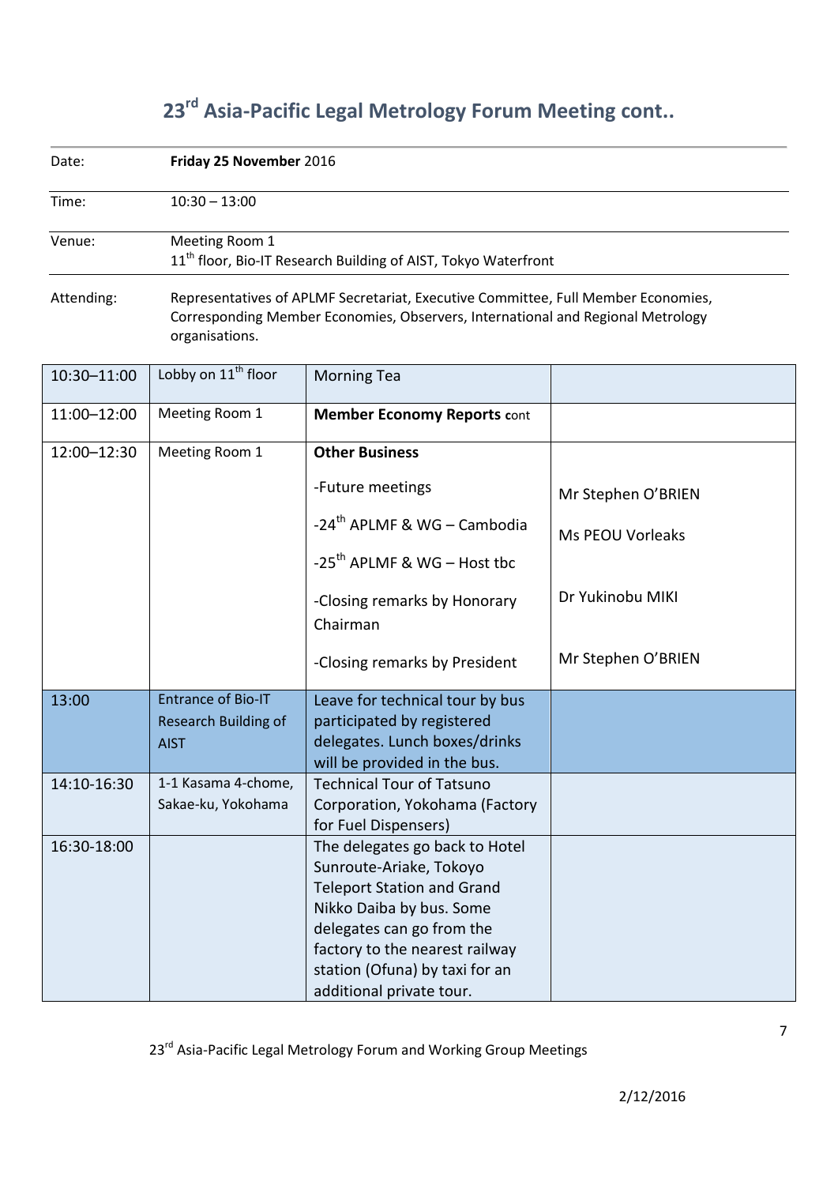# 23rd Asia-Pacific Legal Metrology Forum Meeting cont..

| | |
|---|---|
| Date: | **Friday 25 November** 2016 |
| Time: | 10:30 – 13:00 |
| Venue: | Meeting Room 1<br>11th floor, Bio-IT Research Building of AIST, Tokyo Waterfront |
| Attending: | Representatives of APLMF Secretariat, Executive Committee, Full Member Economies, Corresponding Member Economies, Observers, International and Regional Metrology organisations. |

| | | | |
|---|---|---|---|
| 10:30–11:00 | Lobby on 11th floor | Morning Tea | |
| 11:00–12:00 | Meeting Room 1 | **Member Economy Reports** cont | |
| 12:00–12:30 | Meeting Room 1 | **Other Business**<br>-Future meetings<br>-24th APLMF & WG – Cambodia<br>-25th APLMF & WG – Host tbc<br>-Closing remarks by Honorary Chairman<br>-Closing remarks by President | Mr Stephen O'BRIEN<br>Ms PEOU Vorleaks<br>Dr Yukinobu MIKI<br>Mr Stephen O'BRIEN |
| 13:00 | Entrance of Bio-IT Research Building of AIST | Leave for technical tour by bus participated by registered delegates. Lunch boxes/drinks will be provided in the bus. | |
| 14:10-16:30 | 1-1 Kasama 4-chome, Sakae-ku, Yokohama | Technical Tour of Tatsuno Corporation, Yokohama (Factory for Fuel Dispensers) | |
| 16:30-18:00 | | The delegates go back to Hotel Sunroute-Ariake, Tokoyo Teleport Station and Grand Nikko Daiba by bus. Some delegates can go from the factory to the nearest railway station (Ofuna) by taxi for an additional private tour. | |